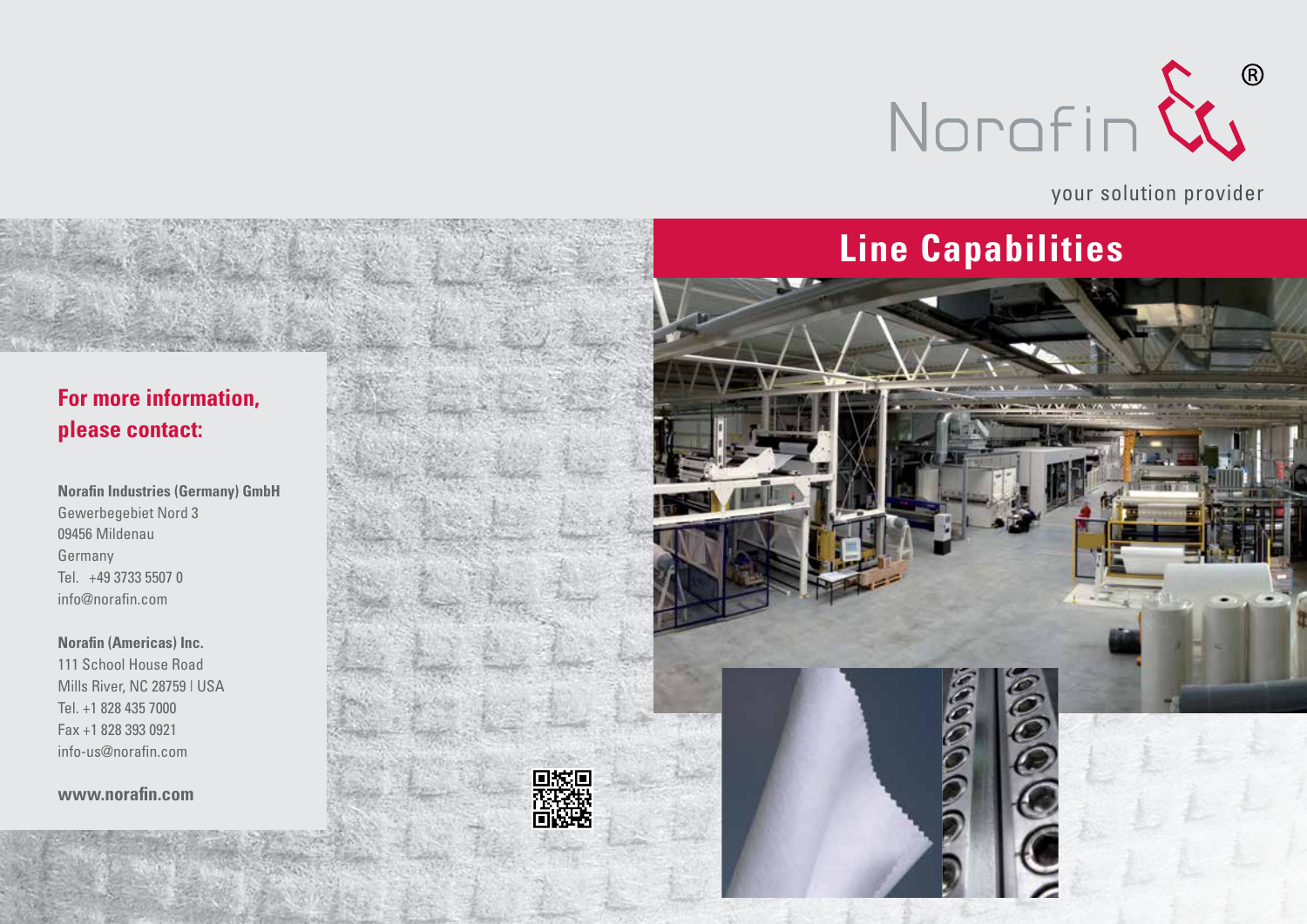Norafin®

your solution provider

# Line Capabilities

**For more information, please contact:**

**Norafin Industries (Germany) GmbH**
Gewerbegebiet Nord 3
09456 Mildenau
Germany
Tel. +49 3733 5507 0
info@norafin.com

**Norafin (Americas) Inc.**
111 School House Road
Mills River, NC 28759 | USA
Tel. +1 828 435 7000
Fax +1 828 393 0921
info-us@norafin.com

**www.norafin.com**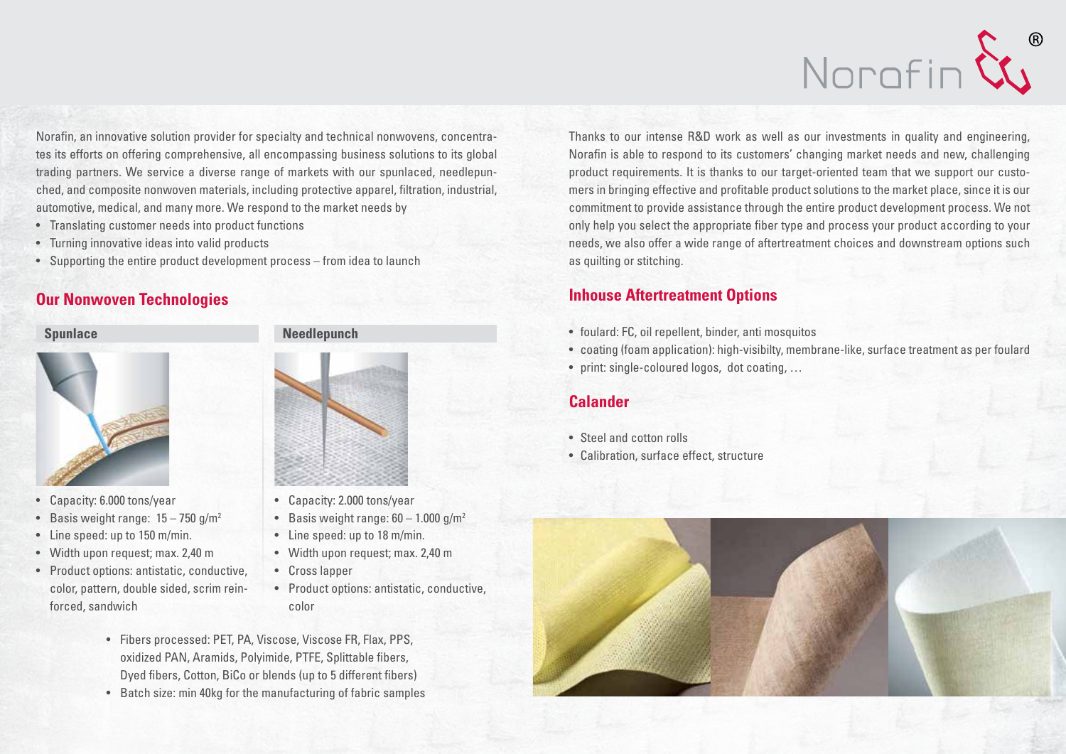Norafin, an innovative solution provider for specialty and technical nonwovens, concentrates its efforts on offering comprehensive, all encompassing business solutions to its global trading partners. We service a diverse range of markets with our spunlaced, needlepunched, and composite nonwoven materials, including protective apparel, filtration, industrial, automotive, medical, and many more. We respond to the market needs by

- Translating customer needs into product functions
- Turning innovative ideas into valid products
- Supporting the entire product development process – from idea to launch

## Our Nonwoven Technologies

### Spunlace

- Capacity: 6.000 tons/year
- Basis weight range: 15 – 750 g/m$^2$
- Line speed: up to 150 m/min.
- Width upon request; max. 2,40 m
- Product options: antistatic, conductive, color, pattern, double sided, scrim reinforced, sandwich

### Needlepunch

- Capacity: 2.000 tons/year
- Basis weight range: 60 – 1.000 g/m$^2$
- Line speed: up to 18 m/min.
- Width upon request; max. 2,40 m
- Cross lapper
- Product options: antistatic, conductive, color

- Fibers processed: PET, PA, Viscose, Viscose FR, Flax, PPS, oxidized PAN, Aramids, Polyimide, PTFE, Splittable fibers, Dyed fibers, Cotton, BiCo or blends (up to 5 different fibers)
- Batch size: min 40kg for the manufacturing of fabric samples

Thanks to our intense R&D work as well as our investments in quality and engineering, Norafin is able to respond to its customers' changing market needs and new, challenging product requirements. It is thanks to our target-oriented team that we support our customers in bringing effective and profitable product solutions to the market place, since it is our commitment to provide assistance through the entire product development process. We not only help you select the appropriate fiber type and process your product according to your needs, we also offer a wide range of aftertreatment choices and downstream options such as quilting or stitching.

## Inhouse Aftertreatment Options

- foulard: FC, oil repellent, binder, anti mosquitos
- coating (foam application): high-visibilty, membrane-like, surface treatment as per foulard
- print: single-coloured logos, dot coating, …

## Calander

- Steel and cotton rolls
- Calibration, surface effect, structure